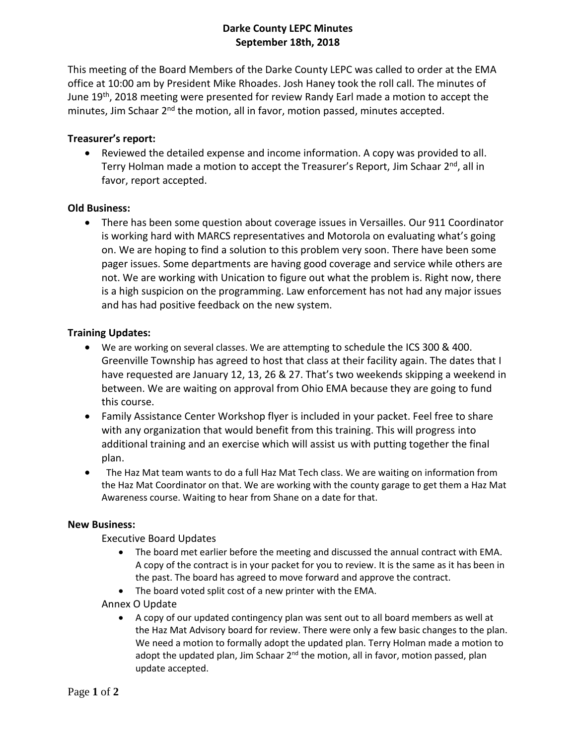# Darke County LEPC Minutes
## September 18th, 2018

This meeting of the Board Members of the Darke County LEPC was called to order at the EMA office at 10:00 am by President Mike Rhoades. Josh Haney took the roll call. The minutes of June 19th, 2018 meeting were presented for review Randy Earl made a motion to accept the minutes, Jim Schaar 2nd the motion, all in favor, motion passed, minutes accepted.

**Treasurer's report:**

- Reviewed the detailed expense and income information. A copy was provided to all. Terry Holman made a motion to accept the Treasurer's Report, Jim Schaar 2nd, all in favor, report accepted.

**Old Business:**

- There has been some question about coverage issues in Versailles. Our 911 Coordinator is working hard with MARCS representatives and Motorola on evaluating what's going on. We are hoping to find a solution to this problem very soon. There have been some pager issues. Some departments are having good coverage and service while others are not. We are working with Unication to figure out what the problem is. Right now, there is a high suspicion on the programming. Law enforcement has not had any major issues and has had positive feedback on the new system.

**Training Updates:**

- We are working on several classes. We are attempting to schedule the ICS 300 & 400. Greenville Township has agreed to host that class at their facility again. The dates that I have requested are January 12, 13, 26 & 27. That's two weekends skipping a weekend in between. We are waiting on approval from Ohio EMA because they are going to fund this course.
- Family Assistance Center Workshop flyer is included in your packet. Feel free to share with any organization that would benefit from this training. This will progress into additional training and an exercise which will assist us with putting together the final plan.
- The Haz Mat team wants to do a full Haz Mat Tech class. We are waiting on information from the Haz Mat Coordinator on that. We are working with the county garage to get them a Haz Mat Awareness course. Waiting to hear from Shane on a date for that.

**New Business:**

Executive Board Updates

- The board met earlier before the meeting and discussed the annual contract with EMA. A copy of the contract is in your packet for you to review. It is the same as it has been in the past. The board has agreed to move forward and approve the contract.
- The board voted split cost of a new printer with the EMA.

Annex O Update

- A copy of our updated contingency plan was sent out to all board members as well at the Haz Mat Advisory board for review. There were only a few basic changes to the plan. We need a motion to formally adopt the updated plan. Terry Holman made a motion to adopt the updated plan, Jim Schaar 2nd the motion, all in favor, motion passed, plan update accepted.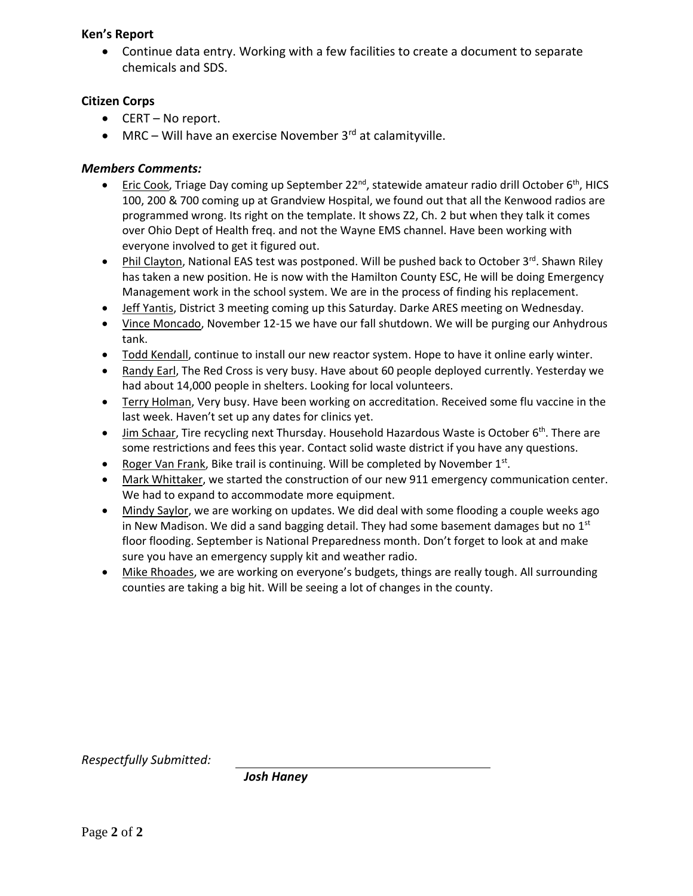**Ken's Report**

- Continue data entry. Working with a few facilities to create a document to separate chemicals and SDS.

**Citizen Corps**

- CERT – No report.
- MRC – Will have an exercise November 3rd at calamityville.

***Members Comments:***

- Eric Cook, Triage Day coming up September 22nd, statewide amateur radio drill October 6th, HICS 100, 200 & 700 coming up at Grandview Hospital, we found out that all the Kenwood radios are programmed wrong. Its right on the template. It shows Z2, Ch. 2 but when they talk it comes over Ohio Dept of Health freq. and not the Wayne EMS channel. Have been working with everyone involved to get it figured out.
- Phil Clayton, National EAS test was postponed. Will be pushed back to October 3rd. Shawn Riley has taken a new position. He is now with the Hamilton County ESC, He will be doing Emergency Management work in the school system. We are in the process of finding his replacement.
- Jeff Yantis, District 3 meeting coming up this Saturday. Darke ARES meeting on Wednesday.
- Vince Moncado, November 12-15 we have our fall shutdown. We will be purging our Anhydrous tank.
- Todd Kendall, continue to install our new reactor system. Hope to have it online early winter.
- Randy Earl, The Red Cross is very busy. Have about 60 people deployed currently. Yesterday we had about 14,000 people in shelters. Looking for local volunteers.
- Terry Holman, Very busy. Have been working on accreditation. Received some flu vaccine in the last week. Haven't set up any dates for clinics yet.
- Jim Schaar, Tire recycling next Thursday. Household Hazardous Waste is October 6th. There are some restrictions and fees this year. Contact solid waste district if you have any questions.
- Roger Van Frank, Bike trail is continuing. Will be completed by November 1st.
- Mark Whittaker, we started the construction of our new 911 emergency communication center. We had to expand to accommodate more equipment.
- Mindy Saylor, we are working on updates. We did deal with some flooding a couple weeks ago in New Madison. We did a sand bagging detail. They had some basement damages but no 1st floor flooding. September is National Preparedness month. Don't forget to look at and make sure you have an emergency supply kit and weather radio.
- Mike Rhoades, we are working on everyone's budgets, things are really tough. All surrounding counties are taking a big hit. Will be seeing a lot of changes in the county.

*Respectfully Submitted:* \_\_\_\_\_\_\_\_\_\_\_\_\_\_\_\_\_\_\_\_\_\_\_\_\_\_\_\_\_\_\_\_\_\_\_\_

***Josh Haney***